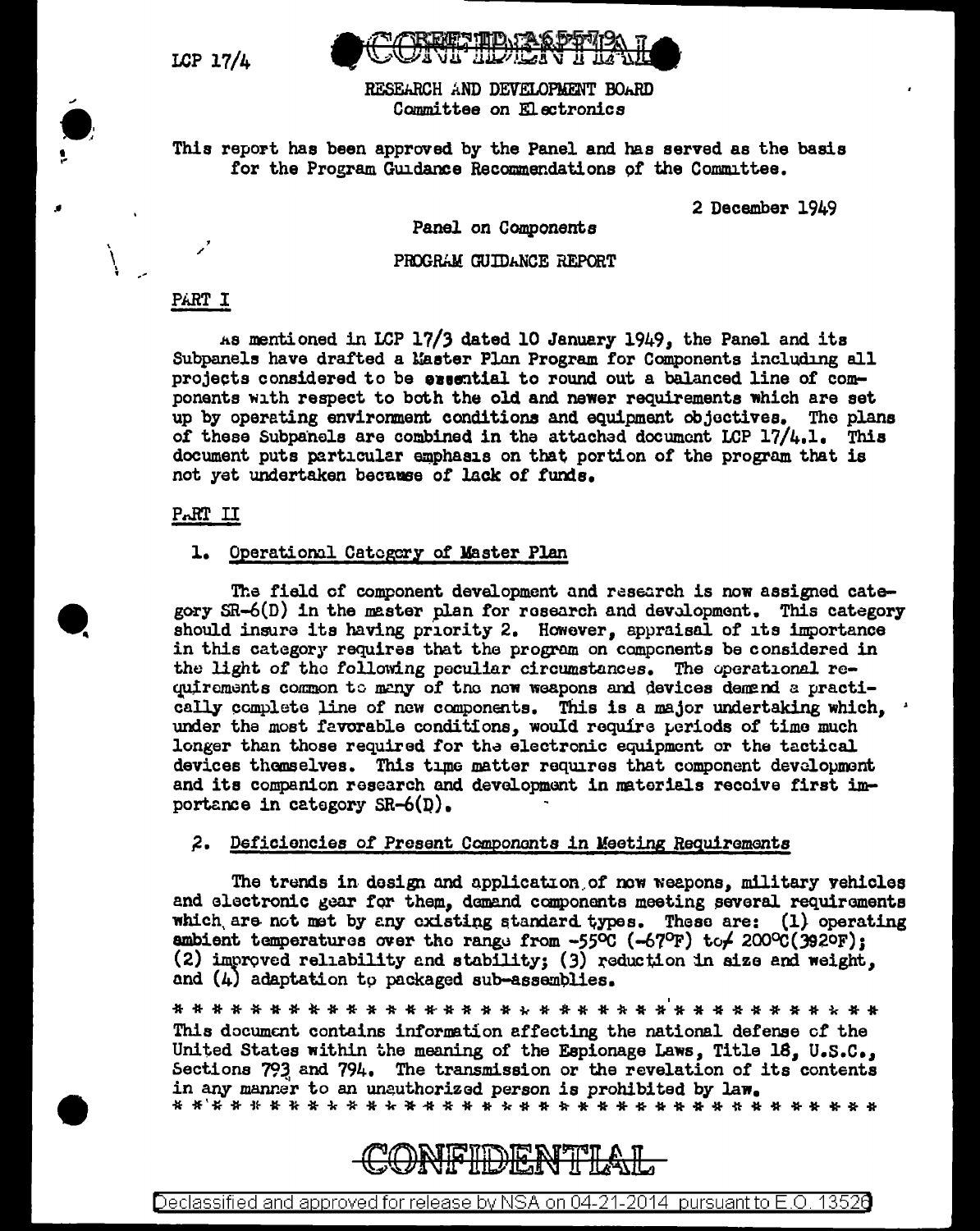LCP 17/4

CONFIDENTIAL

RESEARCH AND DEVELOPMENT BOARD
Committee on Electronics

This report has been approved by the Panel and has served as the basis for the Program Guidance Recommendations of the Committee.

2 December 1949

Panel on Components

PROGRAM GUIDANCE REPORT

PART I

As mentioned in LCP 17/3 dated 10 January 1949, the Panel and its Subpanels have drafted a Master Plan Program for Components including all projects considered to be essential to round out a balanced line of components with respect to both the old and newer requirements which are set up by operating environment conditions and equipment objectives. The plans of these Subpanels are combined in the attached document LCP 17/4.1. This document puts particular emphasis on that portion of the program that is not yet undertaken because of lack of funds.

PART II

1. Operational Category of Master Plan

The field of component development and research is now assigned category SR-6(D) in the master plan for research and development. This category should insure its having priority 2. However, appraisal of its importance in this category requires that the program on components be considered in the light of the following peculiar circumstances. The operational requirements common to many of the new weapons and devices demand a practically complete line of new components. This is a major undertaking which, under the most favorable conditions, would require periods of time much longer than those required for the electronic equipment or the tactical devices themselves. This time matter requires that component development and its companion research and development in materials receive first importance in category SR-6(D).

2. Deficiencies of Present Components in Meeting Requirements

The trends in design and application of new weapons, military vehicles and electronic gear for them, demand components meeting several requirements which are not met by any existing standard types. These are: (1) operating ambient temperatures over the range from -55°C (-67°F) to + 200°C (392°F); (2) improved reliability and stability; (3) reduction in size and weight, and (4) adaptation to packaged sub-assemblies.

* * * * * * * * * * * * * * * * * * * * * * * * * * * * * * * * * * * * * * *

This document contains information affecting the national defense of the United States within the meaning of the Espionage Laws, Title 18, U.S.C., Sections 793 and 794. The transmission or the revelation of its contents in any manner to an unauthorized person is prohibited by law.

* * * * * * * * * * * * * * * * * * * * * * * * * * * * * * * * * * * * * * *

CONFIDENTIAL

Declassified and approved for release by NSA on 04-21-2014 pursuant to E.O. 13526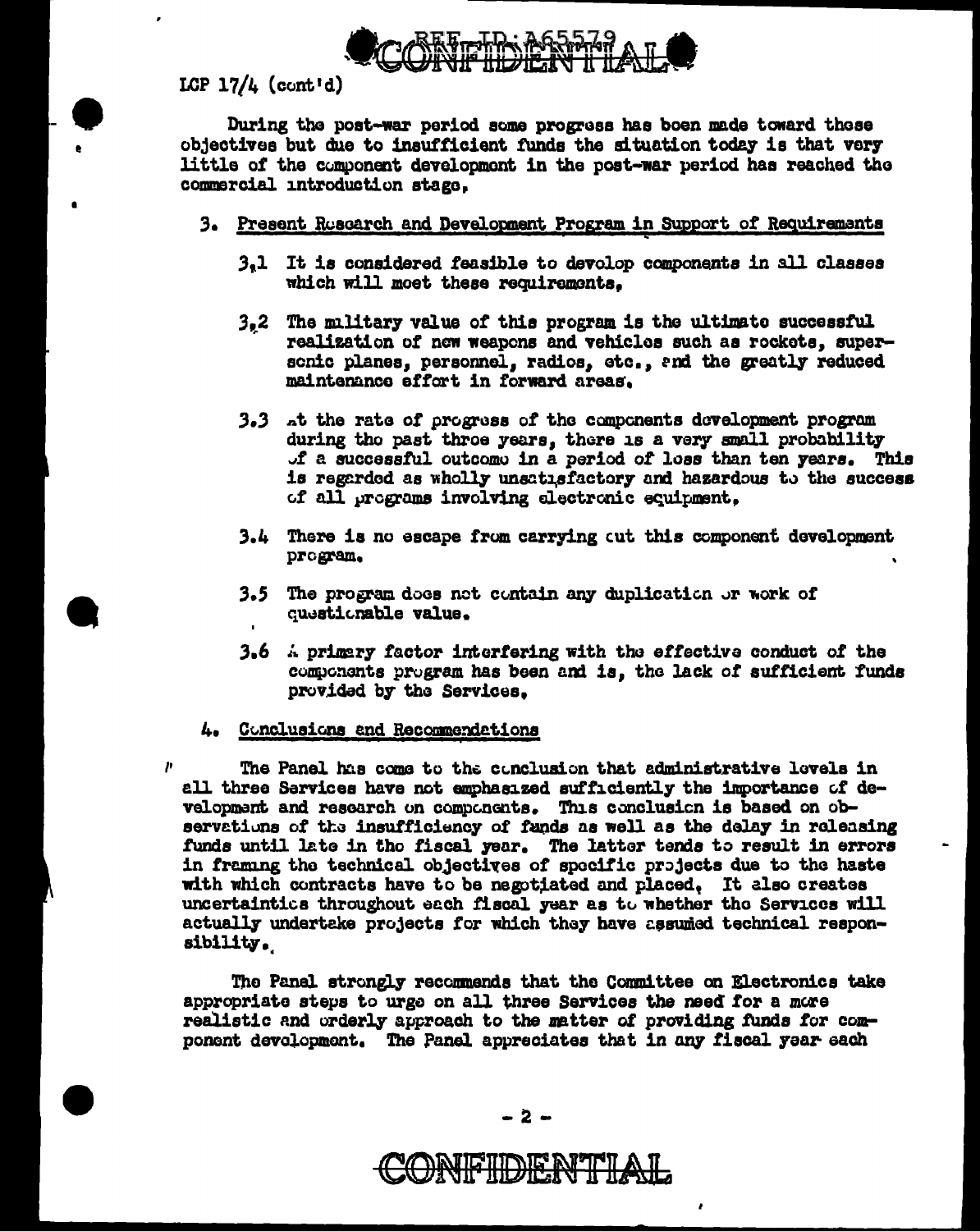LCP 17/4 (cont'd)

During the post-war period some progress has been made toward those objectives but due to insufficient funds the situation today is that very little of the component development in the post-war period has reached the commercial introduction stage.

3. Present Research and Development Program in Support of Requirements

   3.1 It is considered feasible to develop components in all classes which will meet these requirements.

   3.2 The military value of this program is the ultimate successful realization of new weapons and vehicles such as rockets, supersonic planes, personnel, radios, etc., and the greatly reduced maintenance effort in forward areas.

   3.3 At the rate of progress of the components development program during the past three years, there is a very small probability of a successful outcome in a period of less than ten years. This is regarded as wholly unsatisfactory and hazardous to the success of all programs involving electronic equipment.

   3.4 There is no escape from carrying out this component development program.

   3.5 The program does not contain any duplication or work of questionable value.

   3.6 A primary factor interfering with the effective conduct of the components program has been and is, the lack of sufficient funds provided by the Services.

4. Conclusions and Recommendations

The Panel has come to the conclusion that administrative levels in all three Services have not emphasized sufficiently the importance of development and research on components. This conclusion is based on observations of the insufficiency of funds as well as the delay in releasing funds until late in the fiscal year. The latter tends to result in errors in framing the technical objectives of specific projects due to the haste with which contracts have to be negotiated and placed. It also creates uncertainties throughout each fiscal year as to whether the Services will actually undertake projects for which they have assumed technical responsibility.

The Panel strongly recommends that the Committee on Electronics take appropriate steps to urge on all three Services the need for a more realistic and orderly approach to the matter of providing funds for component development. The Panel appreciates that in any fiscal year each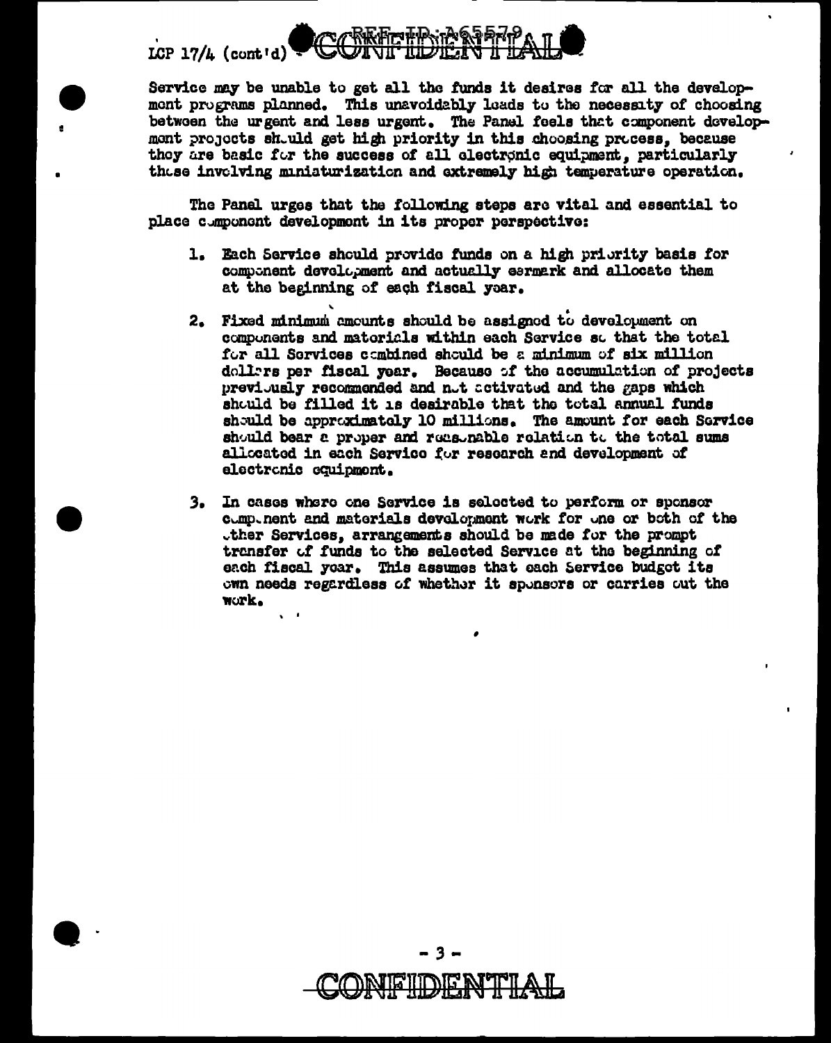LCP 17/4 (cont'd)

Service may be unable to get all the funds it desires for all the development programs planned. This unavoidably leads to the necessity of choosing between the urgent and less urgent. The Panel feels that component development projects should get high priority in this choosing process, because they are basic for the success of all electronic equipment, particularly those involving miniaturization and extremely high temperature operation.

The Panel urges that the following steps are vital and essential to place component development in its proper perspective:

1. Each Service should provide funds on a high priority basis for component development and actually earmark and allocate them at the beginning of each fiscal year.

2. Fixed minimum amounts should be assigned to development on components and materials within each Service so that the total for all Services combined should be a minimum of six million dollars per fiscal year. Because of the accumulation of projects previously recommended and not activated and the gaps which should be filled it is desirable that the total annual funds should be approximately 10 millions. The amount for each Service should bear a proper and reasonable relation to the total sums allocated in each Service for research and development of electronic equipment.

3. In cases where one Service is selected to perform or sponsor component and materials development work for one or both of the other Services, arrangements should be made for the prompt transfer of funds to the selected Service at the beginning of each fiscal year. This assumes that each Service budget its own needs regardless of whether it sponsors or carries out the work.

CONFIDENTIAL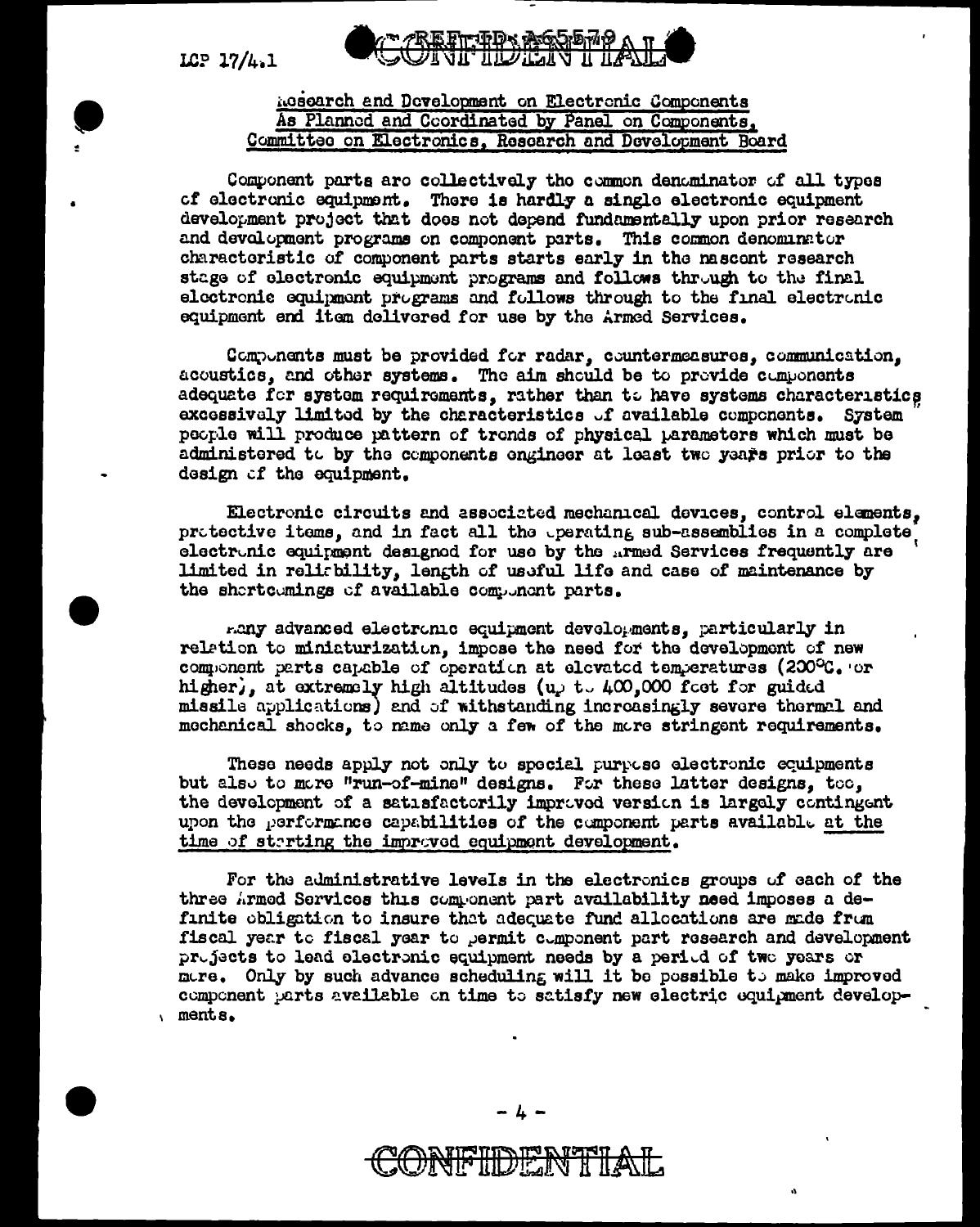LCP 17/4.1

CONFIDENTIAL

## Research and Development on Electronic Components As Planned and Coordinated by Panel on Components, Committee on Electronics, Research and Development Board

Component parts are collectively the common denominator of all types of electronic equipment. There is hardly a single electronic equipment development project that does not depend fundamentally upon prior research and development programs on component parts. This common denominator characteristic of component parts starts early in the nascent research stage of electronic equipment programs and follows through to the final electronic equipment programs and follows through to the final electronic equipment end item delivered for use by the Armed Services.

Components must be provided for radar, countermeasures, communication, acoustics, and other systems. The aim should be to provide components adequate for system requirements, rather than to have systems characteristics excessively limited by the characteristics of available components. System people will produce pattern of trends of physical parameters which must be administered to by the components engineer at least two years prior to the design of the equipment.

Electronic circuits and associated mechanical devices, control elements, protective items, and in fact all the operating sub-assemblies in a complete electronic equipment designed for use by the Armed Services frequently are limited in reliability, length of useful life and ease of maintenance by the shortcomings of available component parts.

Many advanced electronic equipment developments, particularly in relation to miniaturization, impose the need for the development of new component parts capable of operation at elevated temperatures (200°C. or higher), at extremely high altitudes (up to 400,000 feet for guided missile applications) and of withstanding increasingly severe thermal and mechanical shocks, to name only a few of the more stringent requirements.

These needs apply not only to special purpose electronic equipments but also to more "run-of-mine" designs. For these latter designs, too, the development of a satisfactorily improved version is largely contingent upon the performance capabilities of the component parts available <u>at the time of starting the improved equipment development</u>.

For the administrative levels in the electronics groups of each of the three Armed Services this component part availability need imposes a definite obligation to insure that adequate fund allocations are made from fiscal year to fiscal year to permit component part research and development projects to lead electronic equipment needs by a period of two years or more. Only by such advance scheduling will it be possible to make improved component parts available on time to satisfy new electric equipment developments.

CONFIDENTIAL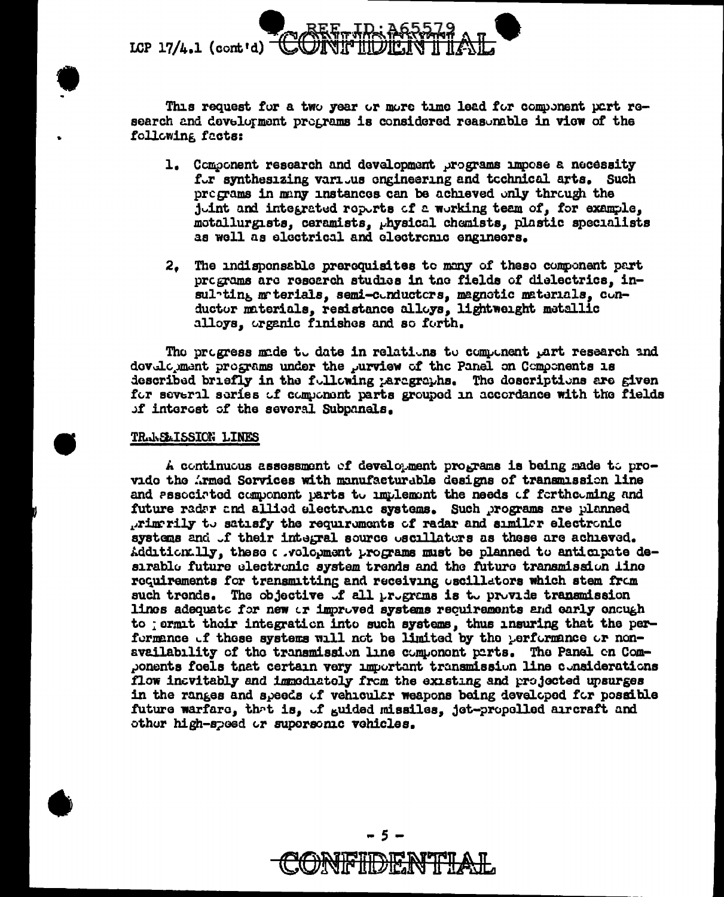LCP 17/4.1 (cont'd)

This request for a two year or more time lead for component part research and development programs is considered reasonable in view of the following facts:

1. Component research and development programs impose a necessity for synthesizing various engineering and technical arts. Such programs in many instances can be achieved only through the joint and integrated reports of a working team of, for example, metallurgists, ceramists, physical chemists, plastic specialists as well as electrical and electronic engineers.

2. The indispensable prerequisites to many of these component part programs are research studies in the fields of dielectrics, insulating materials, semi-conductors, magnetic materials, conductor materials, resistance alloys, lightweight metallic alloys, organic finishes and so forth.

The progress made to date in relations to component part research and development programs under the purview of the Panel on Components is described briefly in the following paragraphs. The descriptions are given for several series of component parts grouped in accordance with the fields of interest of the several Subpanels.

TRANSMISSION LINES

A continuous assessment of development programs is being made to provide the Armed Services with manufacturable designs of transmission line and associated component parts to implement the needs of forthcoming and future radar and allied electronic systems. Such programs are planned primarily to satisfy the requirements of radar and similar electronic systems and of their integral source oscillators as these are achieved. Additionally, these development programs must be planned to anticipate desirable future electronic system trends and the future transmission line requirements for transmitting and receiving oscillators which stem from such trends. The objective of all programs is to provide transmission lines adequate for new or improved systems requirements and early enough to permit their integration into such systems, thus insuring that the performance of these systems will not be limited by the performance or non-availability of the transmission line component parts. The Panel on Components feels that certain very important transmission line considerations flow inevitably and immediately from the existing and projected upsurges in the ranges and speeds of vehicular weapons being developed for possible future warfare, that is, of guided missiles, jet-propelled aircraft and other high-speed or supersonic vehicles.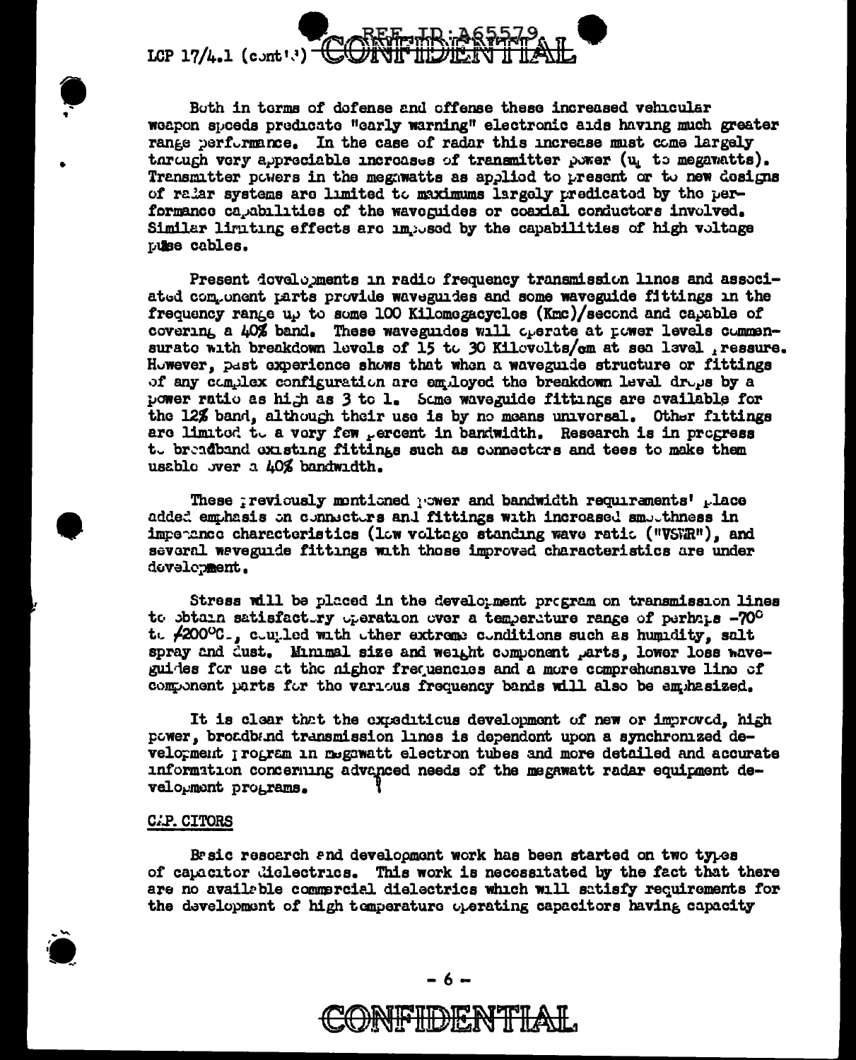Both in terms of defense and offense these increased vehicular weapon speeds predicate "early warning" electronic aids having much greater range performance. In the case of radar this increase must come largely through very appreciable increases of transmitter power (up to megawatts). Transmitter powers in the megawatts as applied to present or to new designs of radar systems are limited to maximums largely predicated by the performance capabilities of the waveguides or coaxial conductors involved. Similar limiting effects are imposed by the capabilities of high voltage pulse cables.

Present developments in radio frequency transmission lines and associated component parts provide waveguides and some waveguide fittings in the frequency range up to some 100 Kilomegacycles (Kmc)/second and capable of covering a 40% band. These waveguides will operate at power levels commensurate with breakdown levels of 15 to 30 Kilovolts/cm at sea level pressure. However, past experience shows that when a waveguide structure or fittings of any complex configuration are employed the breakdown level drops by a power ratio as high as 3 to 1. Some waveguide fittings are available for the 12% band, although their use is by no means universal. Other fittings are limited to a very few percent in bandwidth. Research is in progress to broadband existing fittings such as connectors and tees to make them usable over a 40% bandwidth.

These previously mentioned power and bandwidth requirements' place added emphasis on connectors and fittings with increased smoothness in impedance characteristics (low voltage standing wave ratio ("VSWR"), and several waveguide fittings with those improved characteristics are under development.

Stress will be placed in the development program on transmission lines to obtain satisfactory operation over a temperature range of perhaps -70°C to +200°C., coupled with other extreme conditions such as humidity, salt spray and dust. Minimal size and weight component parts, lower loss waveguides for use at the higher frequencies and a more comprehensive line of component parts for the various frequency bands will also be emphasized.

It is clear that the expeditious development of new or improved, high power, broadband transmission lines is dependent upon a synchronized development program in megawatt electron tubes and more detailed and accurate information concerning advanced needs of the megawatt radar equipment development programs.

## CAPACITORS

Basic research and development work has been started on two types of capacitor dielectrics. This work is necessitated by the fact that there are no available commercial dielectrics which will satisfy requirements for the development of high temperature operating capacitors having capacity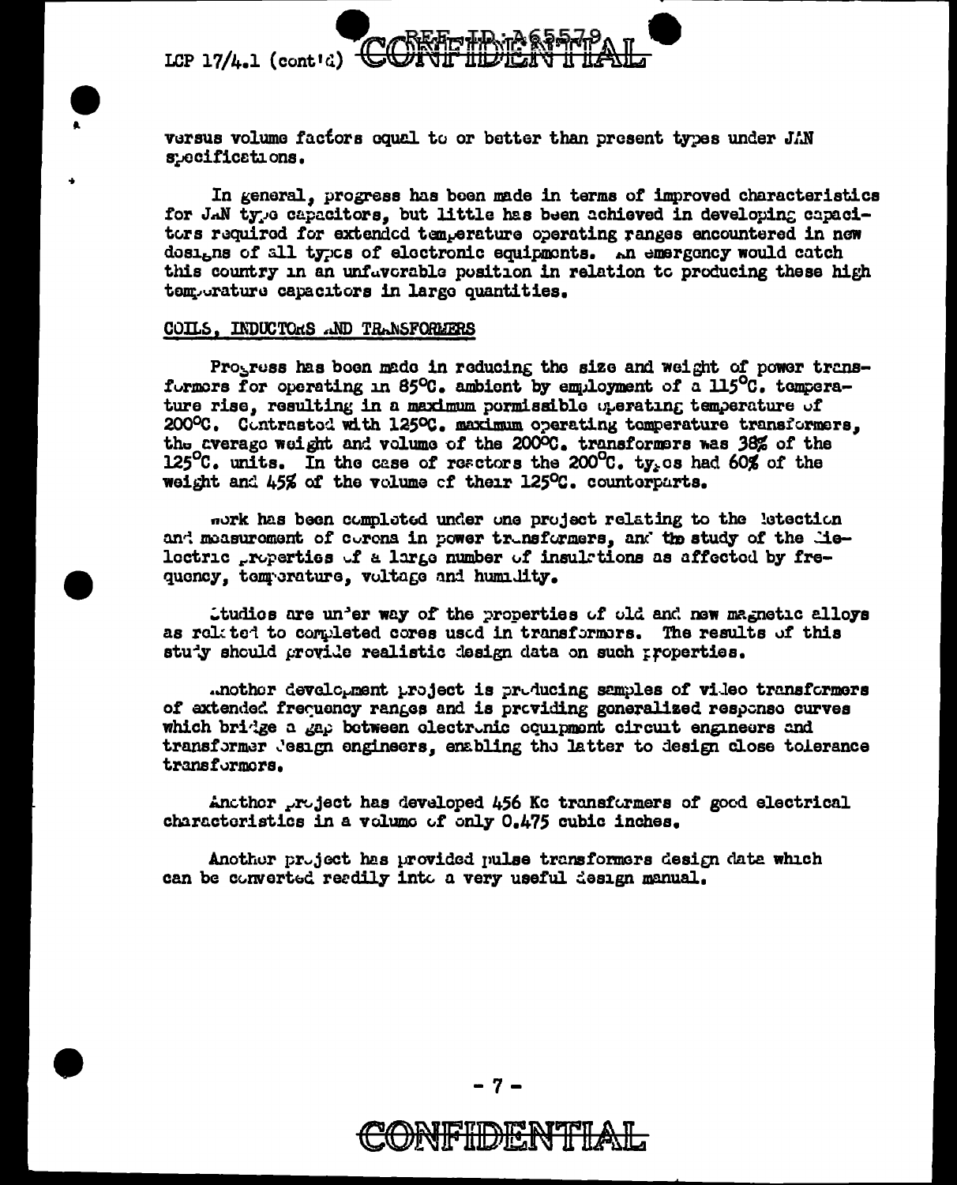versus volume factors equal to or better than present types under JAN specifications.

In general, progress has been made in terms of improved characteristics for JAN type capacitors, but little has been achieved in developing capacitors required for extended temperature operating ranges encountered in new designs of all types of electronic equipments. An emergency would catch this country in an unfavorable position in relation to producing these high temperature capacitors in large quantities.

## COILS, INDUCTORS AND TRANSFORMERS

Progress has been made in reducing the size and weight of power transformers for operating in 85°C. ambient by employment of a 115°C. temperature rise, resulting in a maximum permissible operating temperature of 200°C. Contrasted with 125°C. maximum operating temperature transformers, the average weight and volume of the 200°C. transformers was 38% of the 125°C. units. In the case of reactors the 200°C. types had 60% of the weight and 45% of the volume of their 125°C. counterparts.

Work has been completed under one project relating to the detection and measurement of corona in power transformers, and the study of the dielectric properties of a large number of insulations as affected by frequency, temperature, voltage and humidity.

Studies are under way of the properties of old and new magnetic alloys as related to completed cores used in transformers. The results of this study should provide realistic design data on such properties.

Another development project is producing samples of video transformers of extended frequency ranges and is providing generalized response curves which bridge a gap between electronic equipment circuit engineers and transformer design engineers, enabling the latter to design close tolerance transformers.

Another project has developed 456 Kc transformers of good electrical characteristics in a volume of only 0.475 cubic inches.

Another project has provided pulse transformers design data which can be converted readily into a very useful design manual.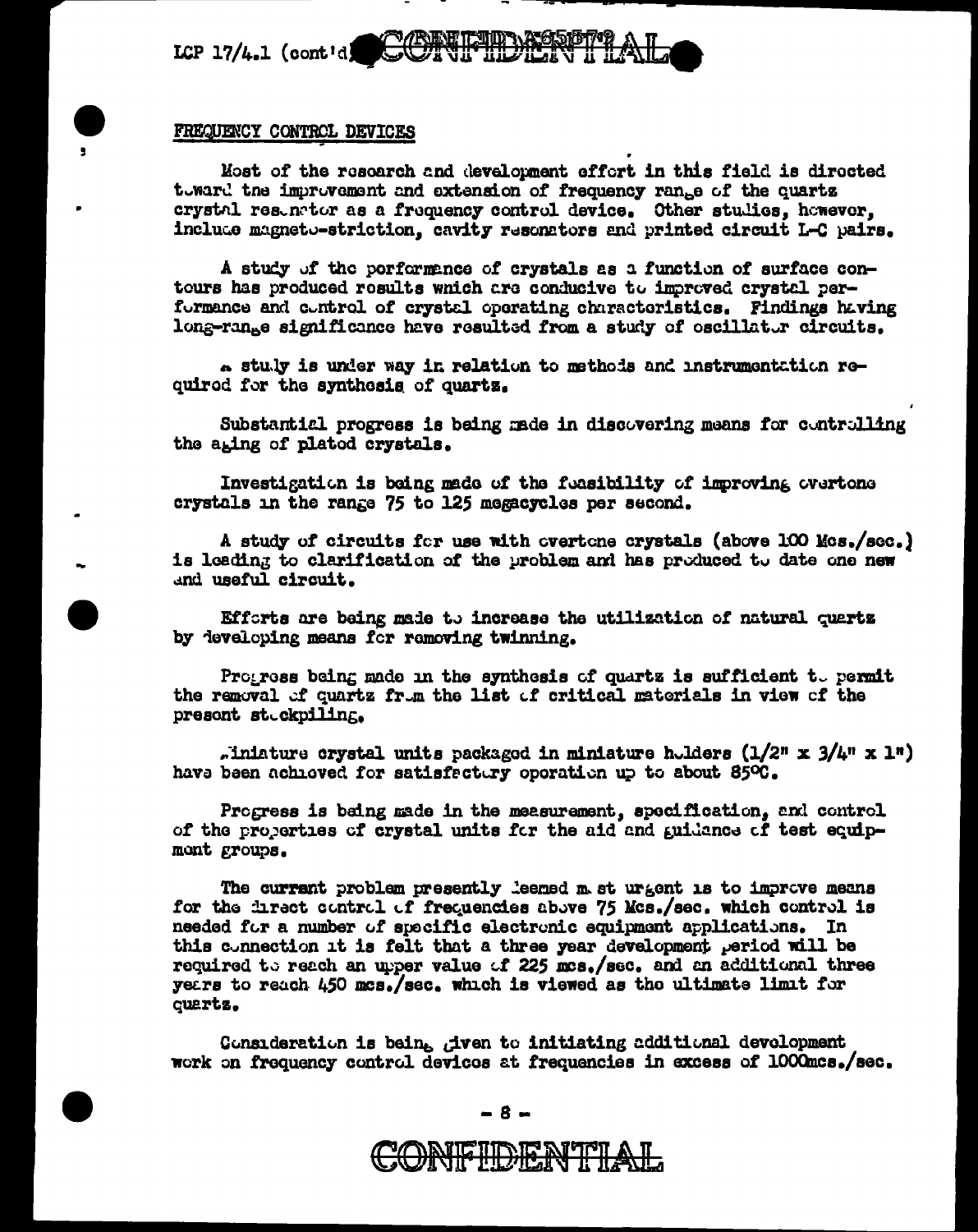LCP 17/4.1 (cont'd)

## FREQUENCY CONTROL DEVICES

Most of the research and development effort in this field is directed toward the improvement and extension of frequency range of the quartz crystal resonator as a frequency control device. Other studies, however, include magneto-striction, cavity resonators and printed circuit L-C pairs.

A study of the performance of crystals as a function of surface contours has produced results which are conducive to improved crystal performance and control of crystal operating characteristics. Findings having long-range significance have resulted from a study of oscillator circuits.

A study is under way in relation to methods and instrumentation required for the synthesis of quartz.

Substantial progress is being made in discovering means for controlling the aging of plated crystals.

Investigation is being made of the feasibility of improving overtone crystals in the range 75 to 125 megacycles per second.

A study of circuits for use with overtone crystals (above 100 Mcs./sec.) is leading to clarification of the problem and has produced to date one new and useful circuit.

Efforts are being made to increase the utilization of natural quartz by developing means for removing twinning.

Progress being made in the synthesis of quartz is sufficient to permit the removal of quartz from the list of critical materials in view of the present stockpiling.

Miniature crystal units packaged in miniature holders (1/2" x 3/4" x 1") have been achieved for satisfactory operation up to about 85ºC.

Progress is being made in the measurement, specification, and control of the properties of crystal units for the aid and guidance of test equipment groups.

The current problem presently deemed most urgent is to improve means for the direct control of frequencies above 75 Mcs./sec. which control is needed for a number of specific electronic equipment applications. In this connection it is felt that a three year development period will be required to reach an upper value of 225 mcs./sec. and an additional three years to reach 450 mcs./sec. which is viewed as the ultimate limit for quartz.

Consideration is being given to initiating additional development work on frequency control devices at frequencies in excess of 1000mcs./sec.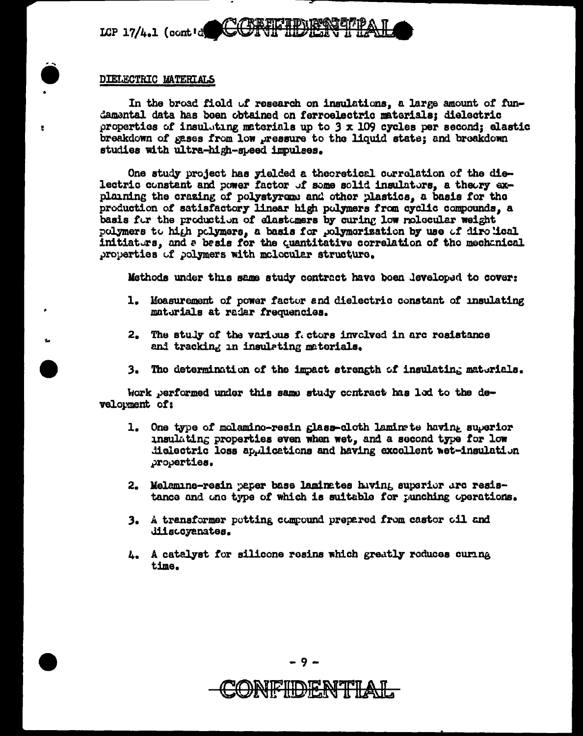## DIELECTRIC MATERIALS

In the broad field of research on insulations, a large amount of fundamental data has been obtained on ferroelectric materials; dielectric properties of insulating materials up to $3 \times 10^9$ cycles per second; elastic breakdown of gases from low pressure to the liquid state; and breakdown studies with ultra-high-speed impulses.

One study project has yielded a theoretical correlation of the dielectric constant and power factor of some solid insulators, a theory explaining the crazing of polystyrene and other plastics, a basis for the production of satisfactory linear high polymers from cyclic compounds, a basis for the production of elastomers by curing low molecular weight polymers to high polymers, a basis for polymerization by use of diradical initiators, and a basis for the quantitative correlation of the mechanical properties of polymers with molecular structure.

Methods under this same study contract have been developed to cover:

1. Measurement of power factor and dielectric constant of insulating materials at radar frequencies.
2. The study of the various factors involved in arc resistance and tracking in insulating materials.
3. The determination of the impact strength of insulating materials.

Work performed under this same study contract has led to the development of:

1. One type of melamine-resin glass-cloth laminate having superior insulating properties even when wet, and a second type for low dielectric loss applications and having excellent wet-insulation properties.
2. Melamine-resin paper base laminates having superior arc resistance and one type of which is suitable for punching operations.
3. A transformer potting compound prepared from castor oil and diisocyanates.
4. A catalyst for silicone resins which greatly reduces curing time.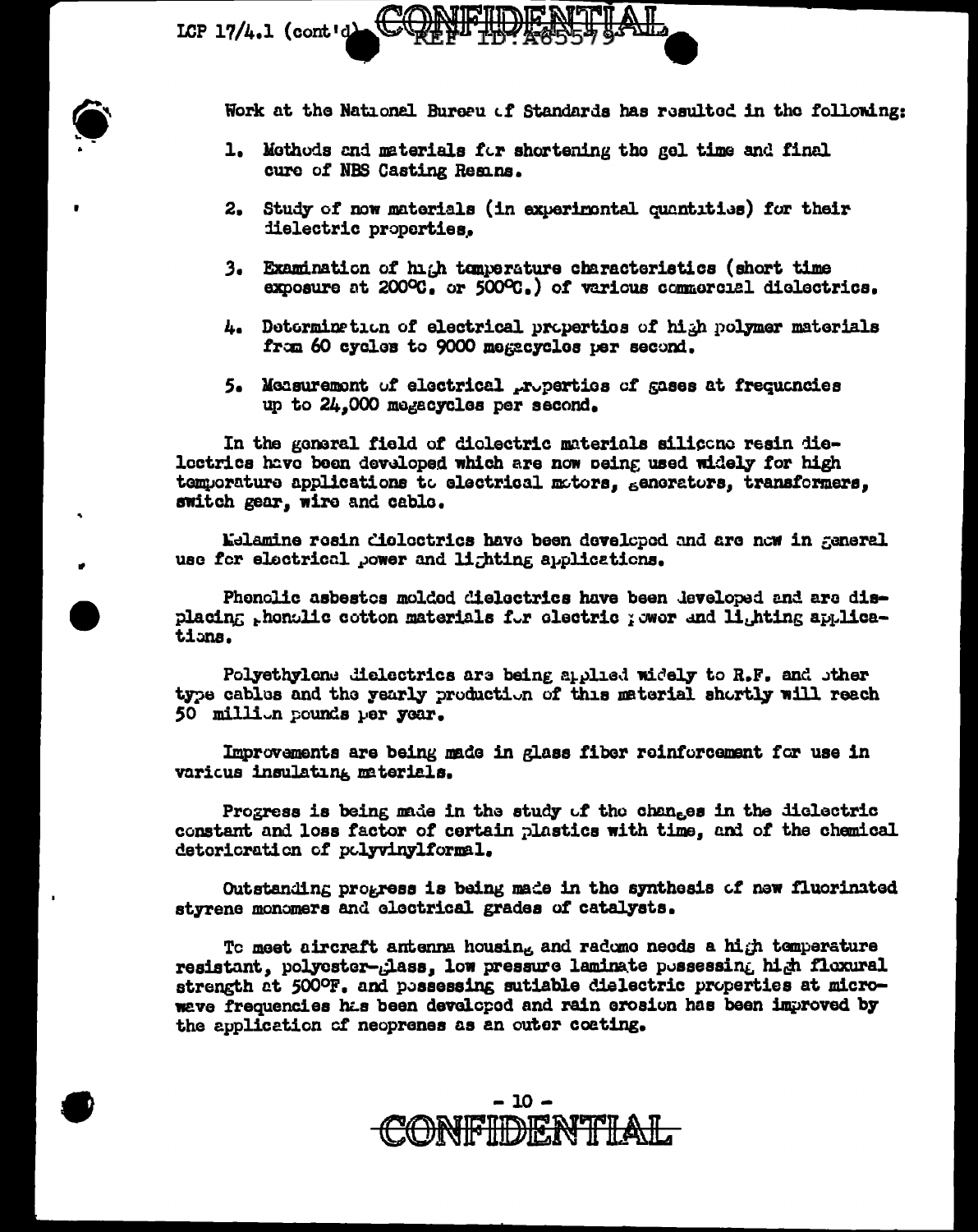Work at the National Bureau of Standards has resulted in the following:

1. Methods and materials for shortening the gel time and final cure of NBS Casting Resins.

2. Study of new materials (in experimental quantities) for their dielectric properties.

3. Examination of high temperature characteristics (short time exposure at 200°C. or 500°C.) of various commercial dielectrics.

4. Determination of electrical properties of high polymer materials from 60 cycles to 9000 megacycles per second.

5. Measurement of electrical properties of gases at frequencies up to 24,000 megacycles per second.

In the general field of dielectric materials silicone resin dielectrics have been developed which are now being used widely for high temperature applications to electrical motors, generators, transformers, switch gear, wire and cable.

Melamine resin dielectrics have been developed and are now in general use for electrical power and lighting applications.

Phenolic asbestos molded dielectrics have been developed and are displacing phenolic cotton materials for electric power and lighting applications.

Polyethylene dielectrics are being applied widely to R.F. and other type cables and the yearly production of this material shortly will reach 50 million pounds per year.

Improvements are being made in glass fiber reinforcement for use in various insulating materials.

Progress is being made in the study of the changes in the dielectric constant and loss factor of certain plastics with time, and of the chemical deterioration of polyvinylformal.

Outstanding progress is being made in the synthesis of new fluorinated styrene monomers and electrical grades of catalysts.

To meet aircraft antenna housing and radome needs a high temperature resistant, polyester-glass, low pressure laminate possessing high flexural strength at 500°F. and possessing sutiable dielectric properties at microwave frequencies has been developed and rain erosion has been improved by the application of neoprenes as an outer coating.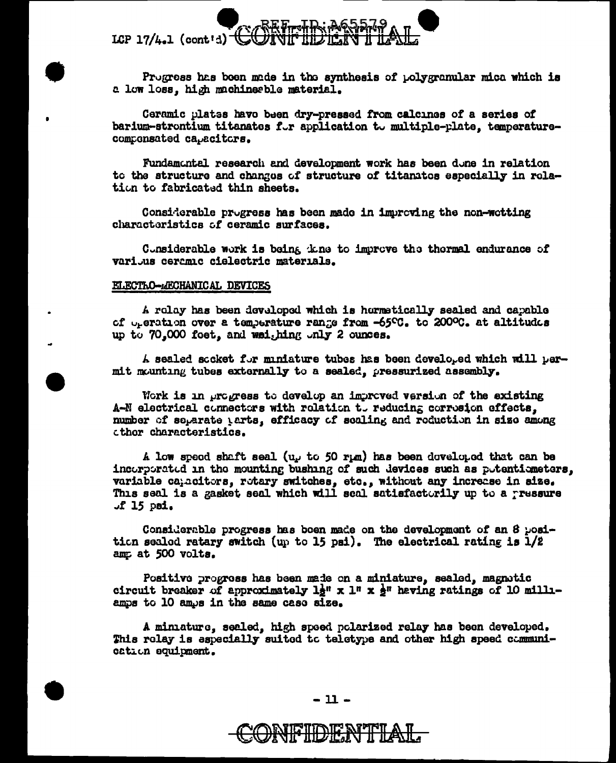LCP 17/4.1 (cont'd) CONFIDENTIAL

Progress has been made in the synthesis of polygranular mica which is a low loss, high machineable material.

Ceramic plates have been dry-pressed from calcines of a series of barium-strontium titanates for application to multiple-plate, temperature-compensated capacitors.

Fundamental research and development work has been done in relation to the structure and changes of structure of titanates especially in relation to fabricated thin sheets.

Considerable progress has been made in improving the non-wetting characteristics of ceramic surfaces.

Considerable work is being done to improve the thermal endurance of various ceramic dielectric materials.

## ELECTRO-MECHANICAL DEVICES

A relay has been developed which is hermetically sealed and capable of operation over a temperature range from -65°C. to 200°C. at altitudes up to 70,000 feet, and weighing only 2 ounces.

A sealed socket for miniature tubes has been developed which will permit mounting tubes externally to a sealed, pressurized assembly.

Work is in progress to develop an improved version of the existing A-N electrical connectors with relation to reducing corrosion effects, number of separate parts, efficacy of sealing and reduction in size among other characteristics.

A low speed shaft seal (up to 50 rpm) has been developed that can be incorporated in the mounting bushing of such devices such as potentiometers, variable capacitors, rotary switches, etc., without any increase in size. This seal is a gasket seal which will seal satisfactorily up to a pressure of 15 psi.

Considerable progress has been made on the development of an 8 position sealed ratary switch (up to 15 psi). The electrical rating is 1/2 amp at 500 volts.

Positive progress has been made on a miniature, sealed, magnetic circuit breaker of approximately 1½" x 1" x ½" having ratings of 10 milliamps to 10 amps in the same case size.

A miniature, sealed, high speed polarized relay has been developed. This relay is especially suited to teletype and other high speed communication equipment.

CONFIDENTIAL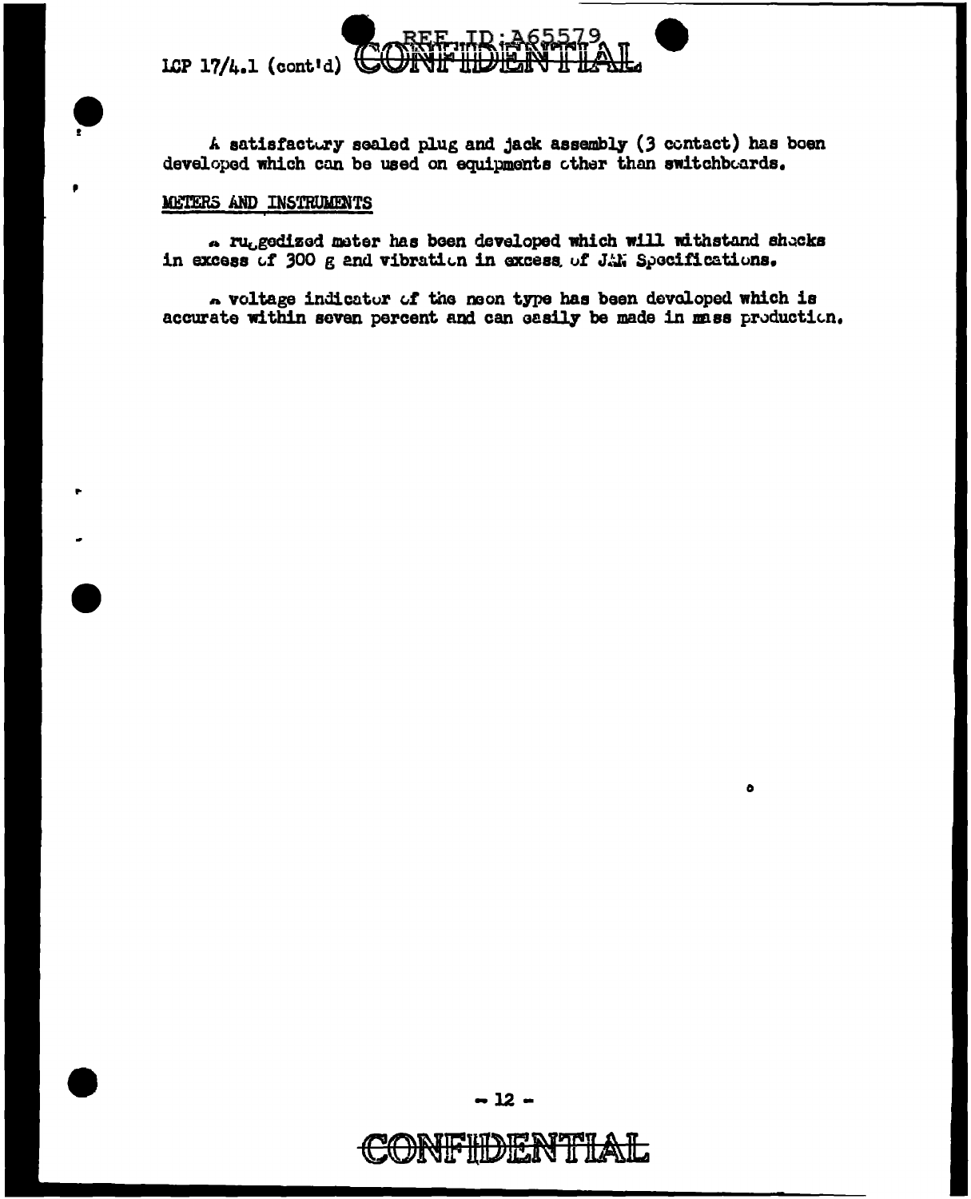LCP 17/4.1 (cont'd)

A satisfactory sealed plug and jack assembly (3 contact) has been developed which can be used on equipments other than switchboards.

METERS AND INSTRUMENTS

A ruggedized meter has been developed which will withstand shocks in excess of 300 g and vibration in excess of JAN Specifications.

A voltage indicator of the neon type has been developed which is accurate within seven percent and can easily be made in mass production.

CONFIDENTIAL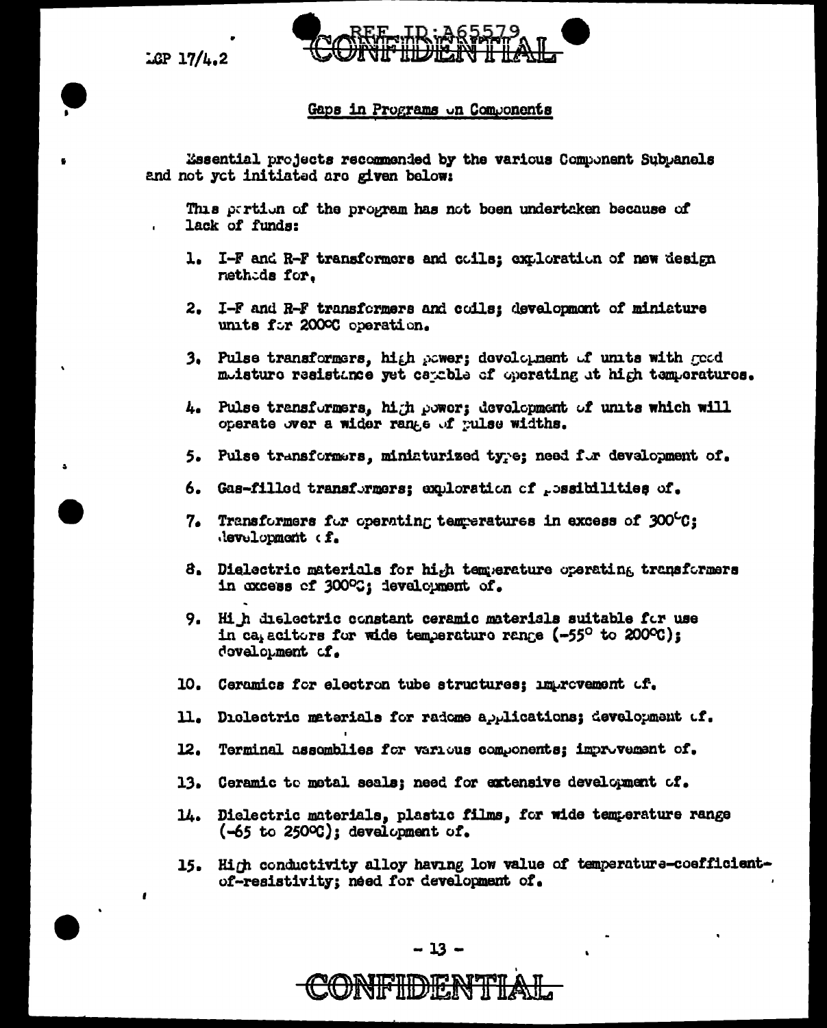## Gaps in Programs on Components

Essential projects recommended by the various Component Subpanels and not yet initiated are given below:

This portion of the program has not been undertaken because of lack of funds:

1. I-F and R-F transformers and coils; exploration of new design methods for.
2. I-F and R-F transformers and coils; development of miniature units for 200°C operation.
3. Pulse transformers, high power; development of units with good moisture resistance yet capable of operating at high temperatures.
4. Pulse transformers, high power; development of units which will operate over a wider range of pulse widths.
5. Pulse transformers, miniaturized type; need for development of.
6. Gas-filled transformers; exploration of possibilities of.
7. Transformers for operating temperatures in excess of 300°C; development of.
8. Dielectric materials for high temperature operating transformers in excess of 300°C; development of.
9. High dielectric constant ceramic materials suitable for use in capacitors for wide temperature range (-55° to 200°C); development of.
10. Ceramics for electron tube structures; improvement of.
11. Dielectric materials for radome applications; development of.
12. Terminal assemblies for various components; improvement of.
13. Ceramic to metal seals; need for extensive development of.
14. Dielectric materials, plastic films, for wide temperature range (-65 to 250°C); development of.
15. High conductivity alloy having low value of temperature-coefficient-of-resistivity; need for development of.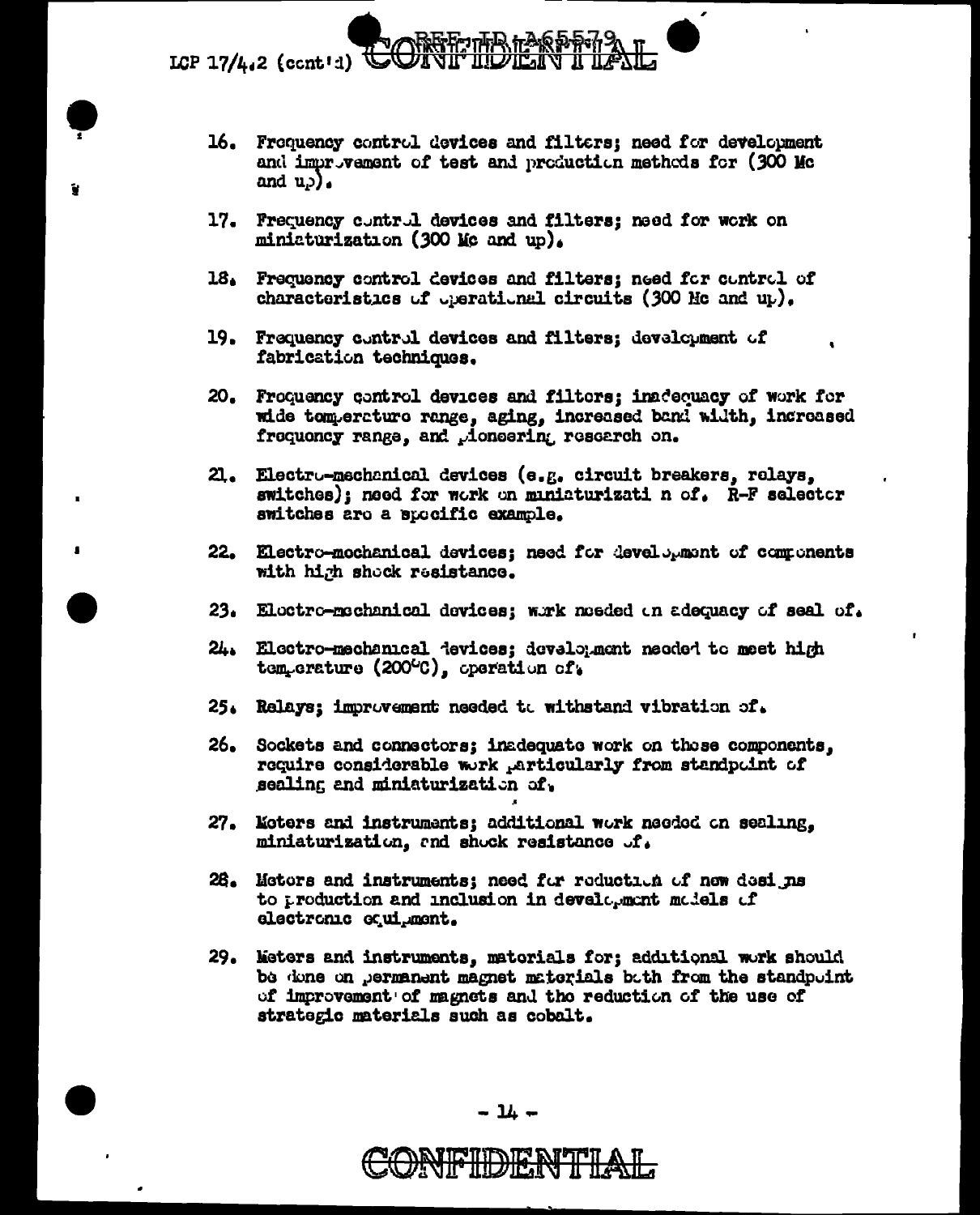LCP 17/4.2 (cont'd)

16. Frequency control devices and filters; need for development and improvement of test and production methods for (300 Mc and up).

17. Frequency control devices and filters; need for work on miniaturization (300 Mc and up).

18. Frequency control devices and filters; need for control of characteristics of operational circuits (300 Mc and up).

19. Frequency control devices and filters; development of fabrication techniques.

20. Frequency control devices and filters; inadequacy of work for wide temperature range, aging, increased band width, increased frequency range, and pioneering research on.

21. Electro-mechanical devices (e.g. circuit breakers, relays, switches); need for work on miniaturization of. R-F selector switches are a specific example.

22. Electro-mechanical devices; need for development of components with high shock resistance.

23. Electro-mechanical devices; work needed on adequacy of seal of.

24. Electro-mechanical devices; development needed to meet high temperature (200°C), operation of.

25. Relays; improvement needed to withstand vibration of.

26. Sockets and connectors; inadequate work on these components, require considerable work particularly from standpoint of sealing and miniaturization of.

27. Meters and instruments; additional work needed on sealing, miniaturization, and shock resistance of.

28. Meters and instruments; need for reduction of new designs to production and inclusion in development models of electronic equipment.

29. Meters and instruments, materials for; additional work should be done on permanent magnet materials both from the standpoint of improvement of magnets and the reduction of the use of strategic materials such as cobalt.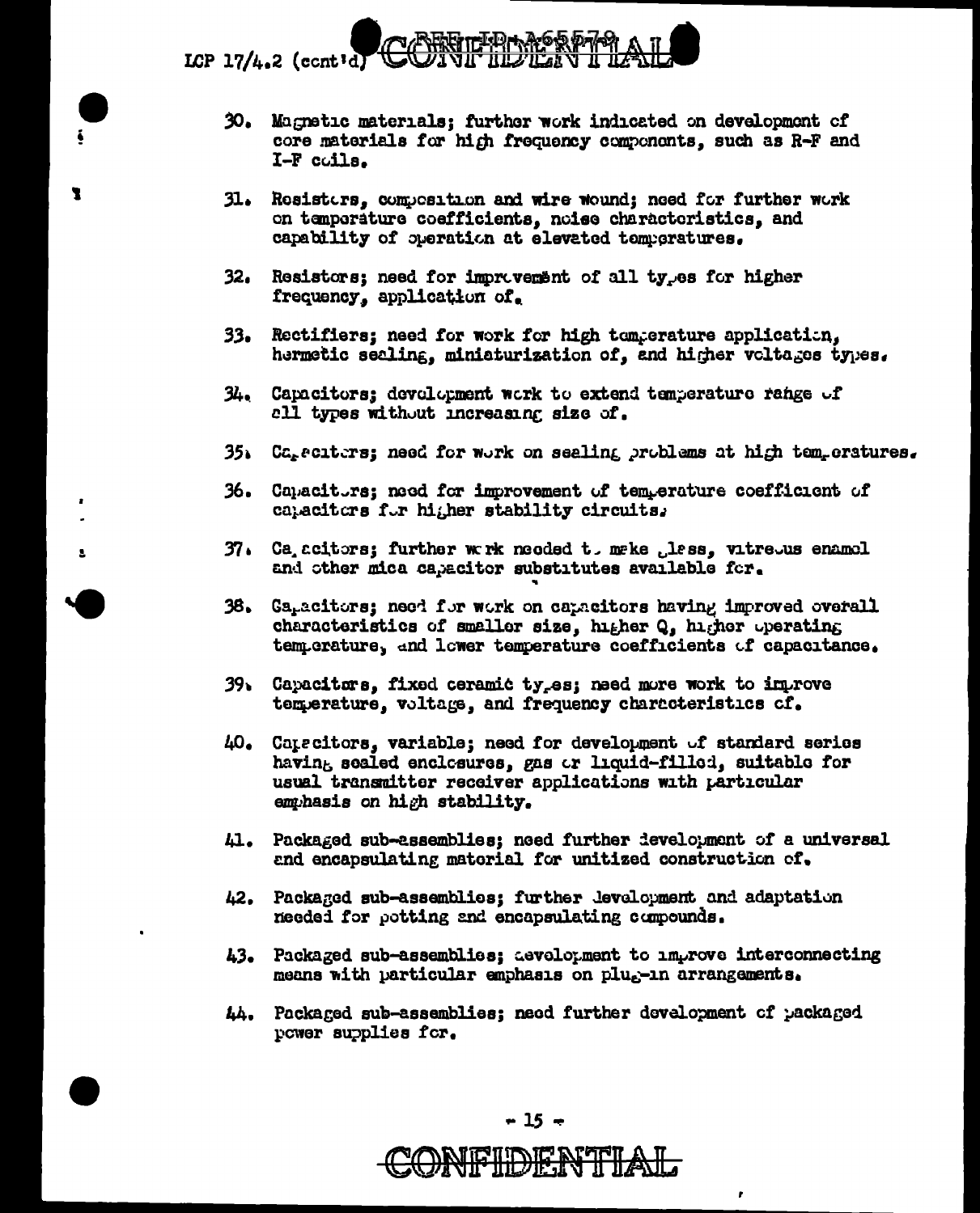LCP 17/4.2 (cont'd)

30. Magnetic materials; further work indicated on development of core materials for high frequency components, such as R-F and I-F coils.

31. Resistors, composition and wire wound; need for further work on temperature coefficients, noise characteristics, and capability of operation at elevated temperatures.

32. Resistors; need for improvement of all types for higher frequency, application of.

33. Rectifiers; need for work for high temperature application, hermetic sealing, miniaturization of, and higher voltages types.

34. Capacitors; development work to extend temperature range of all types without increasing size of.

35. Capacitors; need for work on sealing problems at high temperatures.

36. Capacitors; need for improvement of temperature coefficient of capacitors for higher stability circuits.

37. Capacitors; further work needed to make glass, vitreous enamel and other mica capacitor substitutes available for.

38. Capacitors; need for work on capacitors having improved overall characteristics of smaller size, higher Q, higher operating temperature, and lower temperature coefficients of capacitance.

39. Capacitors, fixed ceramic types; need more work to improve temperature, voltage, and frequency characteristics of.

40. Capacitors, variable; need for development of standard series having sealed enclosures, gas or liquid-filled, suitable for usual transmitter receiver applications with particular emphasis on high stability.

41. Packaged sub-assemblies; need further development of a universal and encapsulating material for unitized construction of.

42. Packaged sub-assemblies; further development and adaptation needed for potting and encapsulating compounds.

43. Packaged sub-assemblies; development to improve interconnecting means with particular emphasis on plug-in arrangements.

44. Packaged sub-assemblies; need further development of packaged power supplies for.

CONFIDENTIAL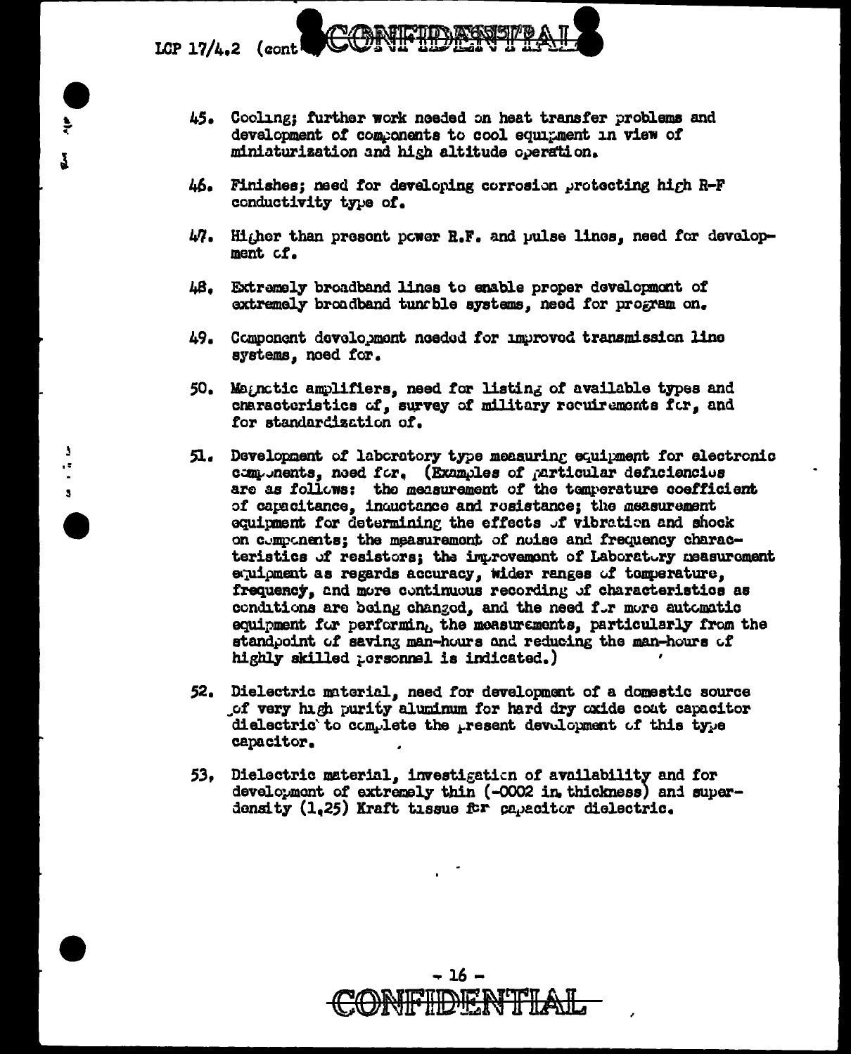LCP 17/4.2 (cont)

**CONFIDENTIAL**

45. Cooling; further work needed on heat transfer problems and development of components to cool equipment in view of miniaturization and high altitude operation.

46. Finishes; need for developing corrosion protecting high R-F conductivity type of.

47. Higher than present power R.F. and pulse lines, need for development of.

48. Extremely broadband lines to enable proper development of extremely broadband tunable systems, need for program on.

49. Component development needed for improved transmission line systems, need for.

50. Magnetic amplifiers, need for listing of available types and characteristics of, survey of military requirements for, and for standardization of.

51. Development of laboratory type measuring equipment for electronic components, need for. (Examples of particular deficiencies are as follows: the measurement of the temperature coefficient of capacitance, inductance and resistance; the measurement equipment for determining the effects of vibration and shock on components; the measurement of noise and frequency characteristics of resistors; the improvement of Laboratory measurement equipment as regards accuracy, wider ranges of temperature, frequency, and more continuous recording of characteristics as conditions are being changed, and the need for more automatic equipment for performing the measurements, particularly from the standpoint of saving man-hours and reducing the man-hours of highly skilled personnel is indicated.)

52. Dielectric material, need for development of a domestic source of very high purity aluminum for hard dry oxide coat capacitor dielectric to complete the present development of this type capacitor.

53. Dielectric material, investigation of availability and for development of extremely thin (-0002 in. thickness) and super-density (1.25) Kraft tissue for capacitor dielectric.

**CONFIDENTIAL**